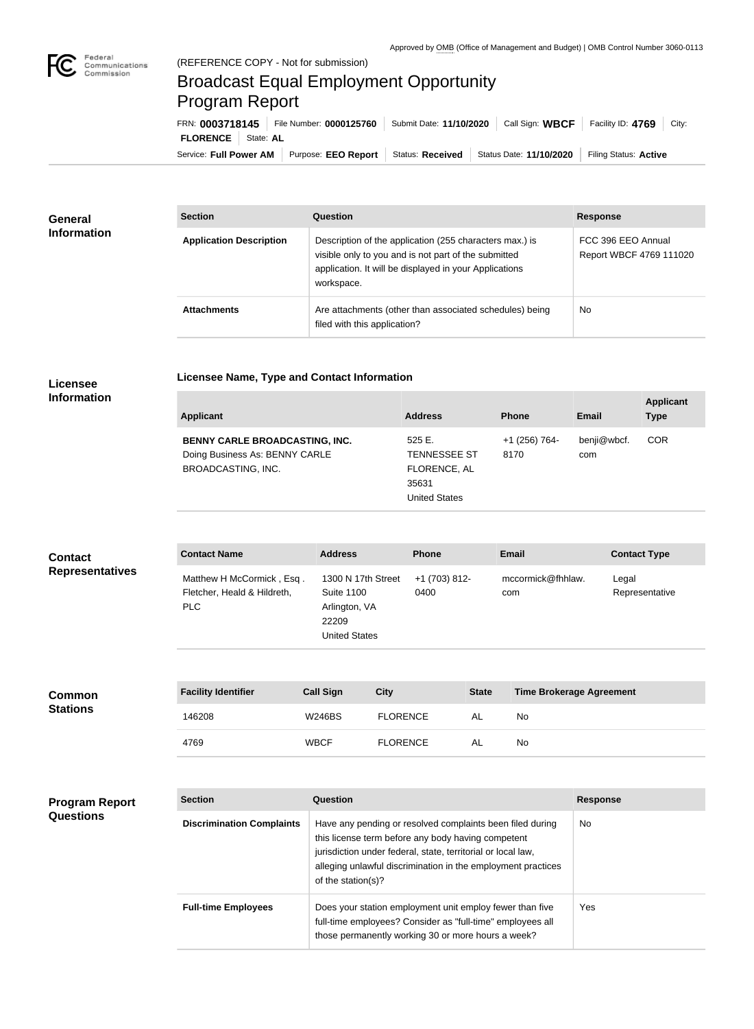Approved by OMB (Office of Management and Budget) | OMB Control Number 3060-0113

(REFERENCE COPY - Not for submission)

# Broadcast Equal Employment Opportunity Program Report

FRN: **0003718145** | File Number: **0000125760** | Submit Date: **11/10/2020** | Call Sign: **WBCF** | Facility ID: **4769** | City: **FLORENCE** | State: **AL**

Service: **Full Power AM** | Purpose: **EEO Report** | Status: **Received** | Status Date: **11/10/2020** | Filing Status: **Active**

## General Information

| Section | Question | Response |
|---|---|---|
| **Application Description** | Description of the application (255 characters max.) is visible only to you and is not part of the submitted application. It will be displayed in your Applications workspace. | FCC 396 EEO Annual Report WBCF 4769 111020 |
| **Attachments** | Are attachments (other than associated schedules) being filed with this application? | No |

## Licensee Information

### Licensee Name, Type and Contact Information

| Applicant | Address | Phone | Email | Applicant Type |
|---|---|---|---|---|
| **BENNY CARLE BROADCASTING, INC.** Doing Business As: BENNY CARLE BROADCASTING, INC. | 525 E. TENNESSEE ST FLORENCE, AL 35631 United States | +1 (256) 764-8170 | benji@wbcf.com | COR |

## Contact Representatives

| Contact Name | Address | Phone | Email | Contact Type |
|---|---|---|---|---|
| Matthew H McCormick , Esq . Fletcher, Heald & Hildreth, PLC | 1300 N 17th Street Suite 1100 Arlington, VA 22209 United States | +1 (703) 812-0400 | mccormick@fhhlaw.com | Legal Representative |

## Common Stations

| Facility Identifier | Call Sign | City | State | Time Brokerage Agreement |
|---|---|---|---|---|
| 146208 | W246BS | FLORENCE | AL | No |
| 4769 | WBCF | FLORENCE | AL | No |

## Program Report Questions

| Section | Question | Response |
|---|---|---|
| **Discrimination Complaints** | Have any pending or resolved complaints been filed during this license term before any body having competent jurisdiction under federal, state, territorial or local law, alleging unlawful discrimination in the employment practices of the station(s)? | No |
| **Full-time Employees** | Does your station employment unit employ fewer than five full-time employees? Consider as "full-time" employees all those permanently working 30 or more hours a week? | Yes |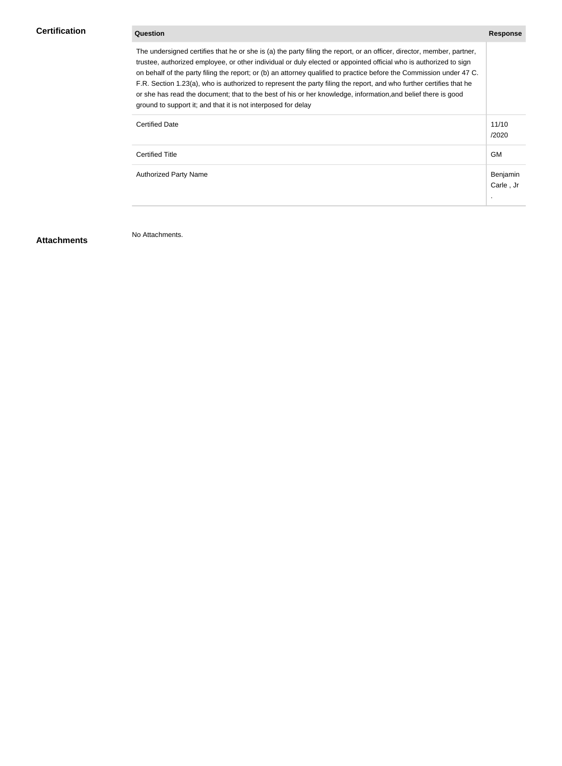## Certification

| Question | Response |
| --- | --- |
| The undersigned certifies that he or she is (a) the party filing the report, or an officer, director, member, partner, trustee, authorized employee, or other individual or duly elected or appointed official who is authorized to sign on behalf of the party filing the report; or (b) an attorney qualified to practice before the Commission under 47 C.F.R. Section 1.23(a), who is authorized to represent the party filing the report, and who further certifies that he or she has read the document; that to the best of his or her knowledge, information,and belief there is good ground to support it; and that it is not interposed for delay | |
| Certified Date | 11/10/2020 |
| Certified Title | GM |
| Authorized Party Name | Benjamin Carle , Jr . |

## Attachments

No Attachments.